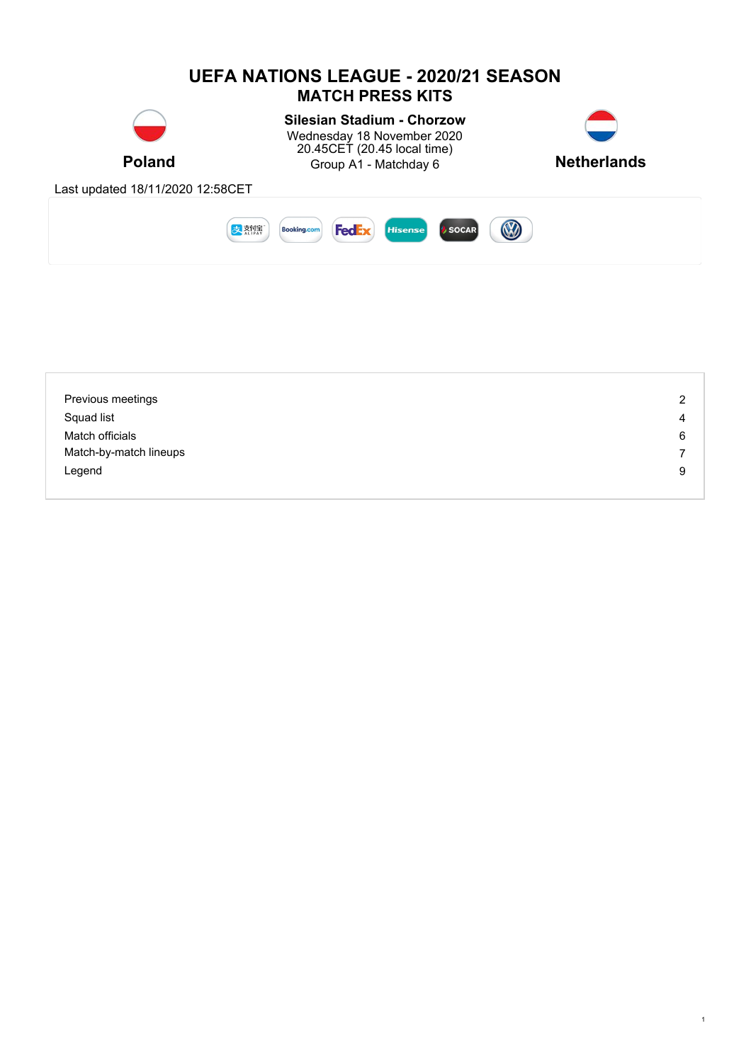# UEFA NATIONS LEAGUE - 2020/21 SEASON

## MATCH PRESS KITS

**Poland**

**Silesian Stadium - Chorzow**
Wednesday 18 November 2020
20.45CET (20.45 local time)
Group A1 - Matchday 6

**Netherlands**

Last updated 18/11/2020 12:58CET

| | |
|---|---|
| Previous meetings | 2 |
| Squad list | 4 |
| Match officials | 6 |
| Match-by-match lineups | 7 |
| Legend | 9 |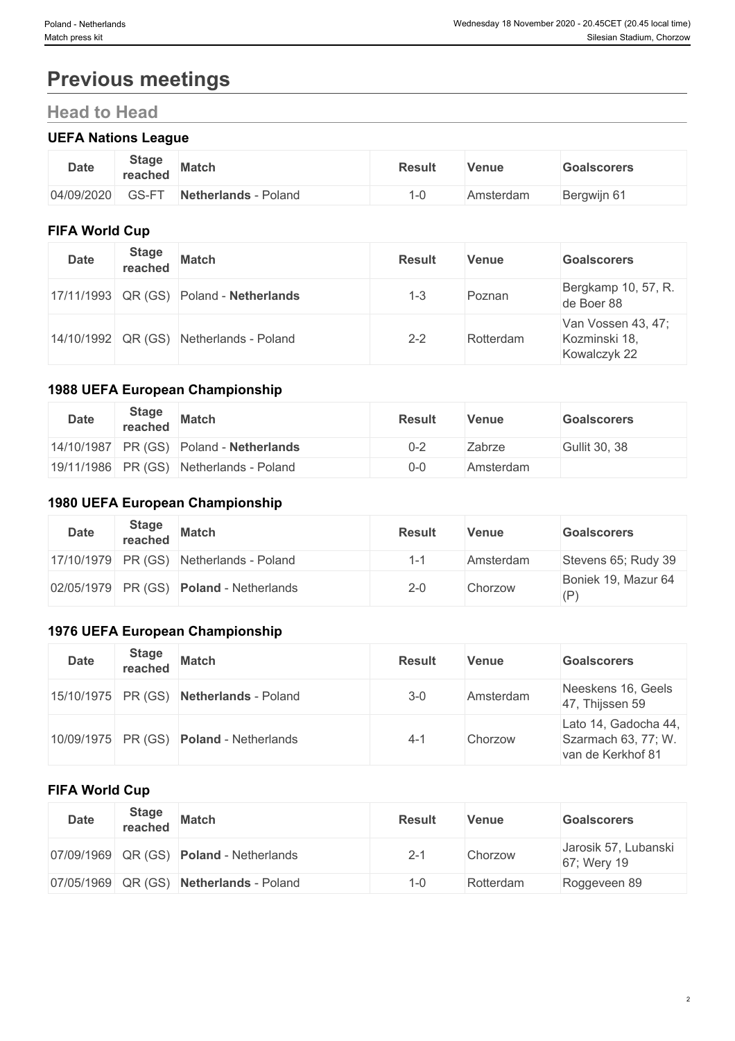# Previous meetings

## Head to Head

### UEFA Nations League

| Date | Stage reached | Match | Result | Venue | Goalscorers |
|---|---|---|---|---|---|
| 04/09/2020 | GS-FT | **Netherlands** - Poland | 1-0 | Amsterdam | Bergwijn 61 |

### FIFA World Cup

| Date | Stage reached | Match | Result | Venue | Goalscorers |
|---|---|---|---|---|---|
| 17/11/1993 | QR (GS) | Poland - **Netherlands** | 1-3 | Poznan | Bergkamp 10, 57, R. de Boer 88 |
| 14/10/1992 | QR (GS) | Netherlands - Poland | 2-2 | Rotterdam | Van Vossen 43, 47; Kozminski 18, Kowalczyk 22 |

### 1988 UEFA European Championship

| Date | Stage reached | Match | Result | Venue | Goalscorers |
|---|---|---|---|---|---|
| 14/10/1987 | PR (GS) | Poland - **Netherlands** | 0-2 | Zabrze | Gullit 30, 38 |
| 19/11/1986 | PR (GS) | Netherlands - Poland | 0-0 | Amsterdam | |

### 1980 UEFA European Championship

| Date | Stage reached | Match | Result | Venue | Goalscorers |
|---|---|---|---|---|---|
| 17/10/1979 | PR (GS) | Netherlands - Poland | 1-1 | Amsterdam | Stevens 65; Rudy 39 |
| 02/05/1979 | PR (GS) | **Poland** - Netherlands | 2-0 | Chorzow | Boniek 19, Mazur 64 (P) |

### 1976 UEFA European Championship

| Date | Stage reached | Match | Result | Venue | Goalscorers |
|---|---|---|---|---|---|
| 15/10/1975 | PR (GS) | **Netherlands** - Poland | 3-0 | Amsterdam | Neeskens 16, Geels 47, Thijssen 59 |
| 10/09/1975 | PR (GS) | **Poland** - Netherlands | 4-1 | Chorzow | Lato 14, Gadocha 44, Szarmach 63, 77; W. van de Kerkhof 81 |

### FIFA World Cup

| Date | Stage reached | Match | Result | Venue | Goalscorers |
|---|---|---|---|---|---|
| 07/09/1969 | QR (GS) | **Poland** - Netherlands | 2-1 | Chorzow | Jarosik 57, Lubanski 67; Wery 19 |
| 07/05/1969 | QR (GS) | **Netherlands** - Poland | 1-0 | Rotterdam | Roggeveen 89 |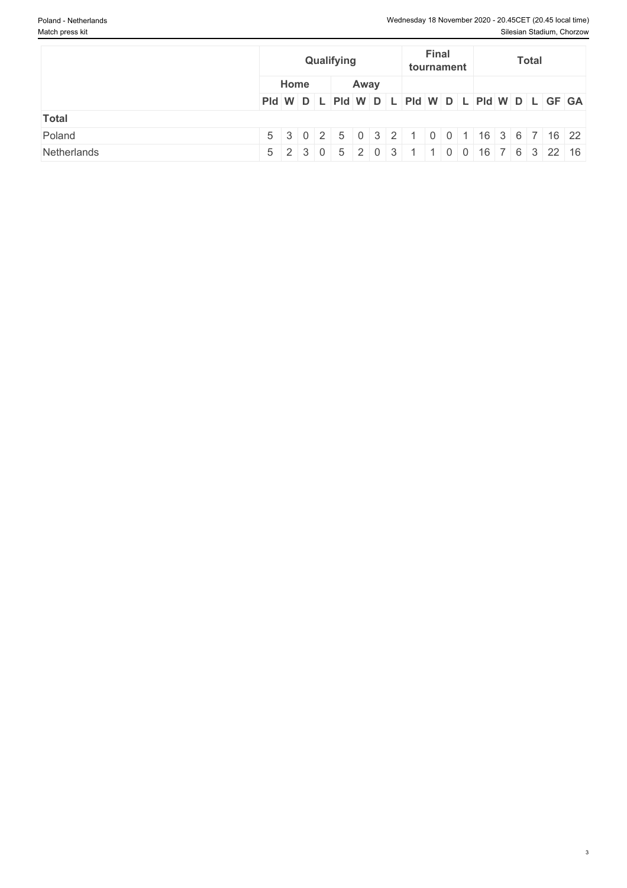| | Qualifying | | | | | | | | Final tournament | | | | Total | | | | | |
|---|---|---|---|---|---|---|---|---|---|---|---|---|---|---|---|---|---|---|
| | Home | | | | Away | | | | | | | | | | | | | |
| | Pld | W | D | L | Pld | W | D | L | Pld | W | D | L | Pld | W | D | L | GF | GA |
| **Total** | | | | | | | | | | | | | | | | | | |
| Poland | 5 | 3 | 0 | 2 | 5 | 0 | 3 | 2 | 1 | 0 | 0 | 1 | 16 | 3 | 6 | 7 | 16 | 22 |
| Netherlands | 5 | 2 | 3 | 0 | 5 | 2 | 0 | 3 | 1 | 1 | 0 | 0 | 16 | 7 | 6 | 3 | 22 | 16 |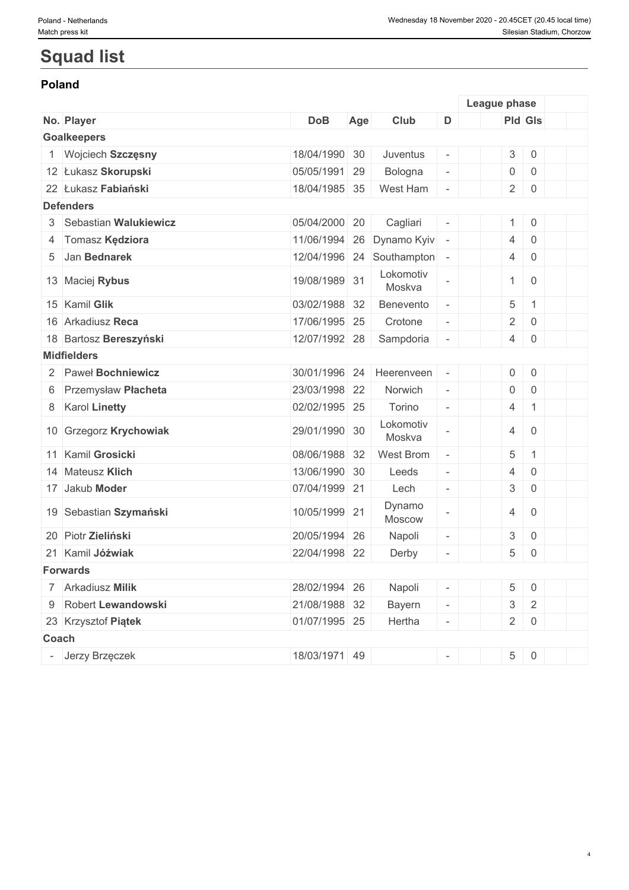# Squad list

## Poland

| No. | Player | DoB | Age | Club | D | | League phase | | | |
|---|---|---|---|---|---|---|---|---|---|---|
| | | | | | | | Pld | Gls | | |
| **Goalkeepers** | | | | | | | | | | |
| 1 | Wojciech **Szczęsny** | 18/04/1990 | 30 | Juventus | - | | 3 | 0 | | |
| 12 | Łukasz **Skorupski** | 05/05/1991 | 29 | Bologna | - | | 0 | 0 | | |
| 22 | Łukasz **Fabiański** | 18/04/1985 | 35 | West Ham | - | | 2 | 0 | | |
| **Defenders** | | | | | | | | | | |
| 3 | Sebastian **Walukiewicz** | 05/04/2000 | 20 | Cagliari | - | | 1 | 0 | | |
| 4 | Tomasz **Kędziora** | 11/06/1994 | 26 | Dynamo Kyiv | - | | 4 | 0 | | |
| 5 | Jan **Bednarek** | 12/04/1996 | 24 | Southampton | - | | 4 | 0 | | |
| 13 | Maciej **Rybus** | 19/08/1989 | 31 | Lokomotiv Moskva | - | | 1 | 0 | | |
| 15 | Kamil **Glik** | 03/02/1988 | 32 | Benevento | - | | 5 | 1 | | |
| 16 | Arkadiusz **Reca** | 17/06/1995 | 25 | Crotone | - | | 2 | 0 | | |
| 18 | Bartosz **Bereszyński** | 12/07/1992 | 28 | Sampdoria | - | | 4 | 0 | | |
| **Midfielders** | | | | | | | | | | |
| 2 | Paweł **Bochniewicz** | 30/01/1996 | 24 | Heerenveen | - | | 0 | 0 | | |
| 6 | Przemysław **Płacheta** | 23/03/1998 | 22 | Norwich | - | | 0 | 0 | | |
| 8 | Karol **Linetty** | 02/02/1995 | 25 | Torino | - | | 4 | 1 | | |
| 10 | Grzegorz **Krychowiak** | 29/01/1990 | 30 | Lokomotiv Moskva | - | | 4 | 0 | | |
| 11 | Kamil **Grosicki** | 08/06/1988 | 32 | West Brom | - | | 5 | 1 | | |
| 14 | Mateusz **Klich** | 13/06/1990 | 30 | Leeds | - | | 4 | 0 | | |
| 17 | Jakub **Moder** | 07/04/1999 | 21 | Lech | - | | 3 | 0 | | |
| 19 | Sebastian **Szymański** | 10/05/1999 | 21 | Dynamo Moscow | - | | 4 | 0 | | |
| 20 | Piotr **Zieliński** | 20/05/1994 | 26 | Napoli | - | | 3 | 0 | | |
| 21 | Kamil **Jóźwiak** | 22/04/1998 | 22 | Derby | - | | 5 | 0 | | |
| **Forwards** | | | | | | | | | | |
| 7 | Arkadiusz **Milik** | 28/02/1994 | 26 | Napoli | - | | 5 | 0 | | |
| 9 | Robert **Lewandowski** | 21/08/1988 | 32 | Bayern | - | | 3 | 2 | | |
| 23 | Krzysztof **Piątek** | 01/07/1995 | 25 | Hertha | - | | 2 | 0 | | |
| **Coach** | | | | | | | | | | |
| - | Jerzy Brzęczek | 18/03/1971 | 49 | | - | | 5 | 0 | | |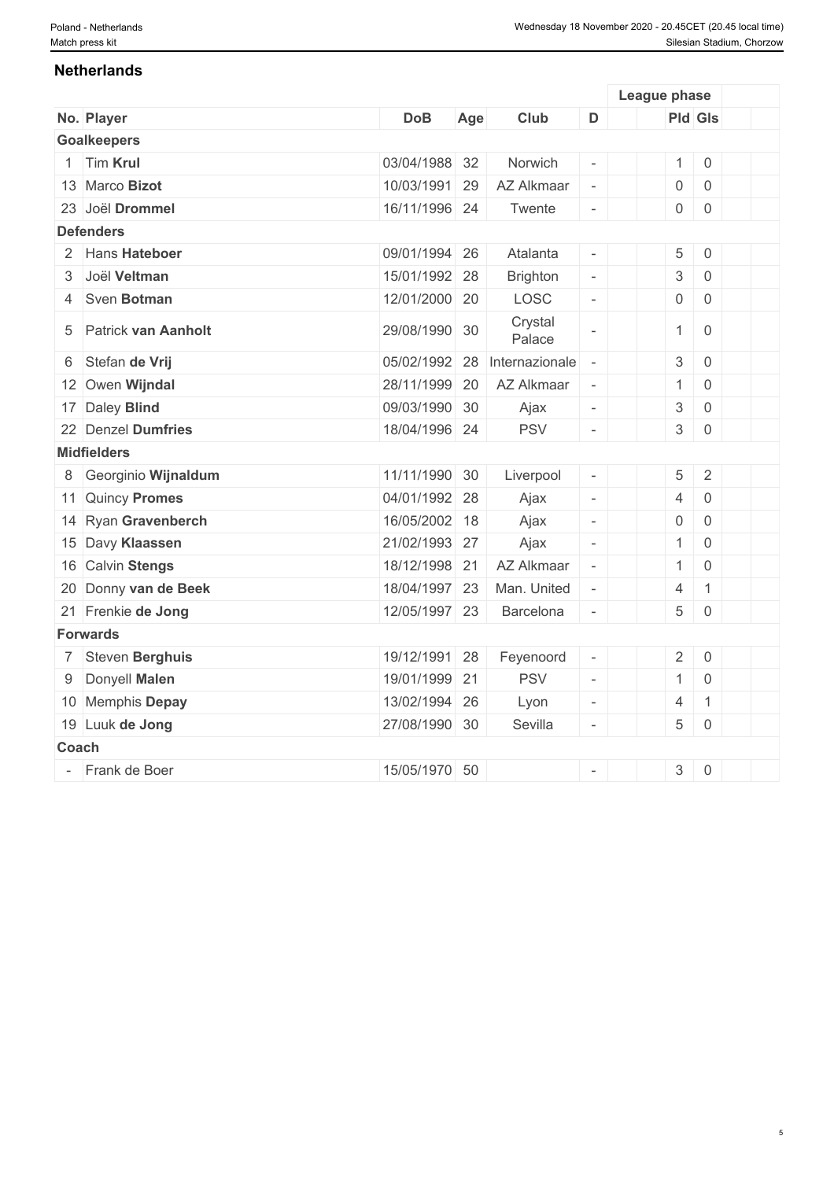### Netherlands

| No. | Player | DoB | Age | Club | D | | League phase | | | |
|---|---|---|---|---|---|---|---|---|---|---|
| | | | | | | | Pld | Gls | | |
| **Goalkeepers** | | | | | | | | | | |
| 1 | Tim **Krul** | 03/04/1988 | 32 | Norwich | - | | 1 | 0 | | |
| 13 | Marco **Bizot** | 10/03/1991 | 29 | AZ Alkmaar | - | | 0 | 0 | | |
| 23 | Joël **Drommel** | 16/11/1996 | 24 | Twente | - | | 0 | 0 | | |
| **Defenders** | | | | | | | | | | |
| 2 | Hans **Hateboer** | 09/01/1994 | 26 | Atalanta | - | | 5 | 0 | | |
| 3 | Joël **Veltman** | 15/01/1992 | 28 | Brighton | - | | 3 | 0 | | |
| 4 | Sven **Botman** | 12/01/2000 | 20 | LOSC | - | | 0 | 0 | | |
| 5 | Patrick **van Aanholt** | 29/08/1990 | 30 | Crystal Palace | - | | 1 | 0 | | |
| 6 | Stefan **de Vrij** | 05/02/1992 | 28 | Internazionale | - | | 3 | 0 | | |
| 12 | Owen **Wijndal** | 28/11/1999 | 20 | AZ Alkmaar | - | | 1 | 0 | | |
| 17 | Daley **Blind** | 09/03/1990 | 30 | Ajax | - | | 3 | 0 | | |
| 22 | Denzel **Dumfries** | 18/04/1996 | 24 | PSV | - | | 3 | 0 | | |
| **Midfielders** | | | | | | | | | | |
| 8 | Georginio **Wijnaldum** | 11/11/1990 | 30 | Liverpool | - | | 5 | 2 | | |
| 11 | Quincy **Promes** | 04/01/1992 | 28 | Ajax | - | | 4 | 0 | | |
| 14 | Ryan **Gravenberch** | 16/05/2002 | 18 | Ajax | - | | 0 | 0 | | |
| 15 | Davy **Klaassen** | 21/02/1993 | 27 | Ajax | - | | 1 | 0 | | |
| 16 | Calvin **Stengs** | 18/12/1998 | 21 | AZ Alkmaar | - | | 1 | 0 | | |
| 20 | Donny **van de Beek** | 18/04/1997 | 23 | Man. United | - | | 4 | 1 | | |
| 21 | Frenkie **de Jong** | 12/05/1997 | 23 | Barcelona | - | | 5 | 0 | | |
| **Forwards** | | | | | | | | | | |
| 7 | Steven **Berghuis** | 19/12/1991 | 28 | Feyenoord | - | | 2 | 0 | | |
| 9 | Donyell **Malen** | 19/01/1999 | 21 | PSV | - | | 1 | 0 | | |
| 10 | Memphis **Depay** | 13/02/1994 | 26 | Lyon | - | | 4 | 1 | | |
| 19 | Luuk **de Jong** | 27/08/1990 | 30 | Sevilla | - | | 5 | 0 | | |
| **Coach** | | | | | | | | | | |
| - | Frank de Boer | 15/05/1970 | 50 | | - | | 3 | 0 | | |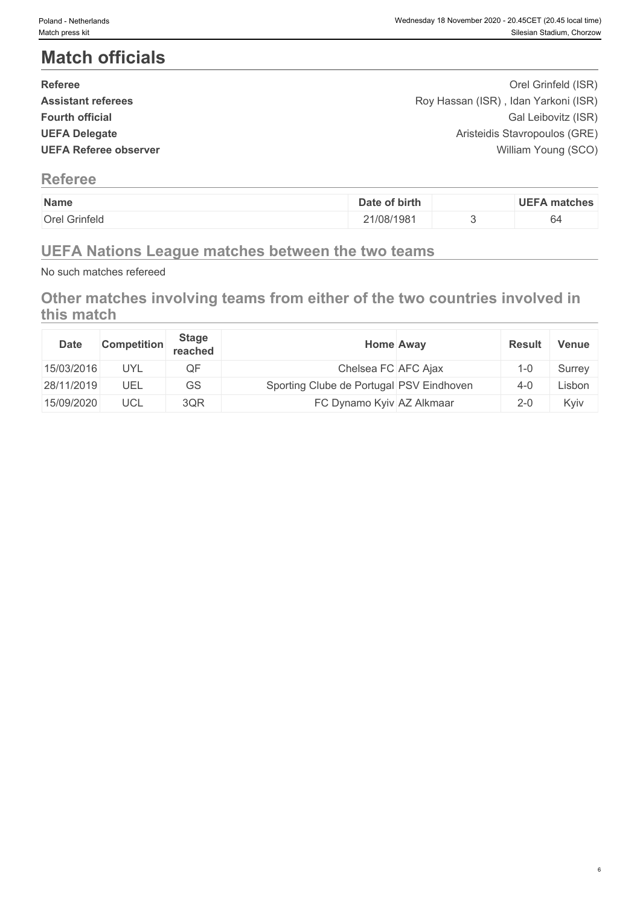# Match officials

| | |
|---|---|
| **Referee** | Orel Grinfeld (ISR) |
| **Assistant referees** | Roy Hassan (ISR) , Idan Yarkoni (ISR) |
| **Fourth official** | Gal Leibovitz (ISR) |
| **UEFA Delegate** | Aristeidis Stavropoulos (GRE) |
| **UEFA Referee observer** | William Young (SCO) |

## Referee

| Name | Date of birth | | UEFA matches |
|---|---|---|---|
| Orel Grinfeld | 21/08/1981 | 3 | 64 |

## UEFA Nations League matches between the two teams

No such matches refereed

## Other matches involving teams from either of the two countries involved in this match

| Date | Competition | Stage reached | Home | Away | Result | Venue |
|---|---|---|---|---|---|---|
| 15/03/2016 | UYL | QF | Chelsea FC | AFC Ajax | 1-0 | Surrey |
| 28/11/2019 | UEL | GS | Sporting Clube de Portugal | PSV Eindhoven | 4-0 | Lisbon |
| 15/09/2020 | UCL | 3QR | FC Dynamo Kyiv | AZ Alkmaar | 2-0 | Kyiv |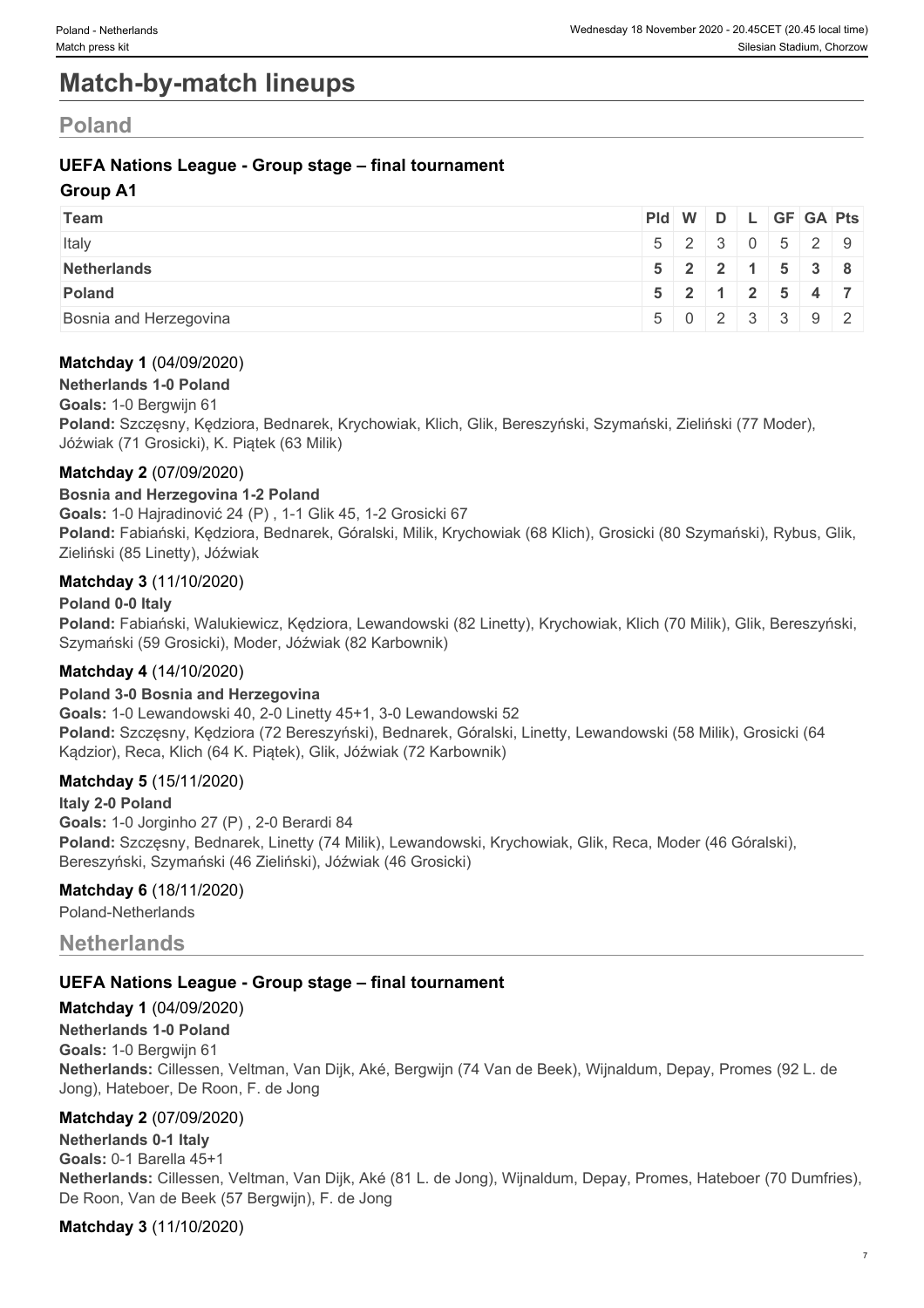# Match-by-match lineups

## Poland

### UEFA Nations League - Group stage – final tournament

#### Group A1

| Team | Pld | W | D | L | GF | GA | Pts |
|---|---|---|---|---|---|---|---|
| Italy | 5 | 2 | 3 | 0 | 5 | 2 | 9 |
| **Netherlands** | **5** | **2** | **2** | **1** | **5** | **3** | **8** |
| **Poland** | **5** | **2** | **1** | **2** | **5** | **4** | **7** |
| Bosnia and Herzegovina | 5 | 0 | 2 | 3 | 3 | 9 | 2 |

**Matchday 1** (04/09/2020)

**Netherlands 1-0 Poland**

**Goals:** 1-0 Bergwijn 61

**Poland:** Szczęsny, Kędziora, Bednarek, Krychowiak, Klich, Glik, Bereszyński, Szymański, Zieliński (77 Moder), Jóźwiak (71 Grosicki), K. Piątek (63 Milik)

**Matchday 2** (07/09/2020)

**Bosnia and Herzegovina 1-2 Poland**

**Goals:** 1-0 Hajradinović 24 (P) , 1-1 Glik 45, 1-2 Grosicki 67

**Poland:** Fabiański, Kędziora, Bednarek, Góralski, Milik, Krychowiak (68 Klich), Grosicki (80 Szymański), Rybus, Glik, Zieliński (85 Linetty), Jóźwiak

**Matchday 3** (11/10/2020)

**Poland 0-0 Italy**

**Poland:** Fabiański, Walukiewicz, Kędziora, Lewandowski (82 Linetty), Krychowiak, Klich (70 Milik), Glik, Bereszyński, Szymański (59 Grosicki), Moder, Jóźwiak (82 Karbownik)

**Matchday 4** (14/10/2020)

**Poland 3-0 Bosnia and Herzegovina**

**Goals:** 1-0 Lewandowski 40, 2-0 Linetty 45+1, 3-0 Lewandowski 52

**Poland:** Szczęsny, Kędziora (72 Bereszyński), Bednarek, Góralski, Linetty, Lewandowski (58 Milik), Grosicki (64 Kądzior), Reca, Klich (64 K. Piątek), Glik, Jóźwiak (72 Karbownik)

**Matchday 5** (15/11/2020)

**Italy 2-0 Poland**

**Goals:** 1-0 Jorginho 27 (P) , 2-0 Berardi 84

**Poland:** Szczęsny, Bednarek, Linetty (74 Milik), Lewandowski, Krychowiak, Glik, Reca, Moder (46 Góralski), Bereszyński, Szymański (46 Zieliński), Jóźwiak (46 Grosicki)

**Matchday 6** (18/11/2020)

Poland-Netherlands

## Netherlands

### UEFA Nations League - Group stage – final tournament

**Matchday 1** (04/09/2020)

**Netherlands 1-0 Poland**

**Goals:** 1-0 Bergwijn 61

**Netherlands:** Cillessen, Veltman, Van Dijk, Aké, Bergwijn (74 Van de Beek), Wijnaldum, Depay, Promes (92 L. de Jong), Hateboer, De Roon, F. de Jong

**Matchday 2** (07/09/2020)

**Netherlands 0-1 Italy**

**Goals:** 0-1 Barella 45+1

**Netherlands:** Cillessen, Veltman, Van Dijk, Aké (81 L. de Jong), Wijnaldum, Depay, Promes, Hateboer (70 Dumfries), De Roon, Van de Beek (57 Bergwijn), F. de Jong

**Matchday 3** (11/10/2020)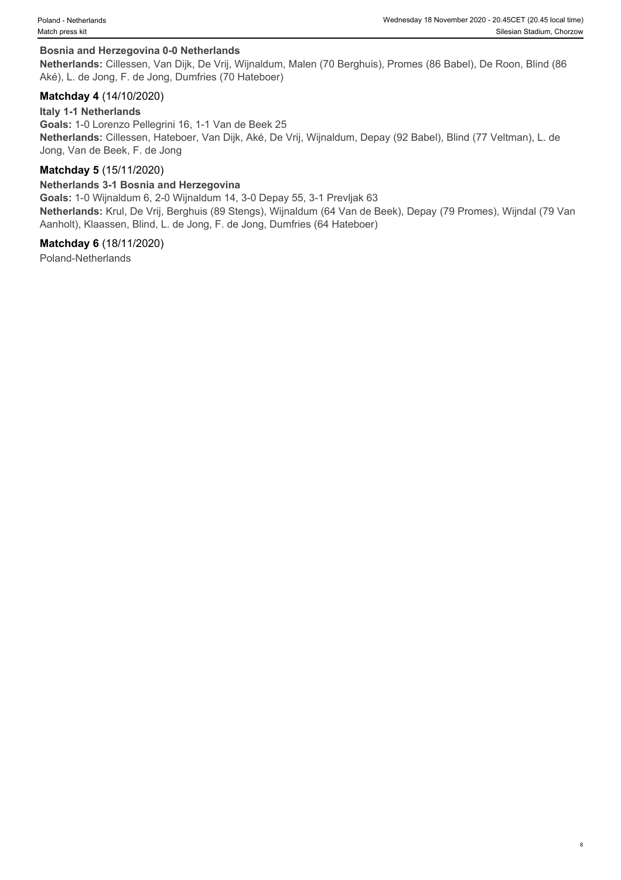**Bosnia and Herzegovina 0-0 Netherlands**

**Netherlands:** Cillessen, Van Dijk, De Vrij, Wijnaldum, Malen (70 Berghuis), Promes (86 Babel), De Roon, Blind (86 Aké), L. de Jong, F. de Jong, Dumfries (70 Hateboer)

### Matchday 4 (14/10/2020)

**Italy 1-1 Netherlands**

**Goals:** 1-0 Lorenzo Pellegrini 16, 1-1 Van de Beek 25

**Netherlands:** Cillessen, Hateboer, Van Dijk, Aké, De Vrij, Wijnaldum, Depay (92 Babel), Blind (77 Veltman), L. de Jong, Van de Beek, F. de Jong

### Matchday 5 (15/11/2020)

**Netherlands 3-1 Bosnia and Herzegovina**

**Goals:** 1-0 Wijnaldum 6, 2-0 Wijnaldum 14, 3-0 Depay 55, 3-1 Prevljak 63

**Netherlands:** Krul, De Vrij, Berghuis (89 Stengs), Wijnaldum (64 Van de Beek), Depay (79 Promes), Wijndal (79 Van Aanholt), Klaassen, Blind, L. de Jong, F. de Jong, Dumfries (64 Hateboer)

### Matchday 6 (18/11/2020)

Poland-Netherlands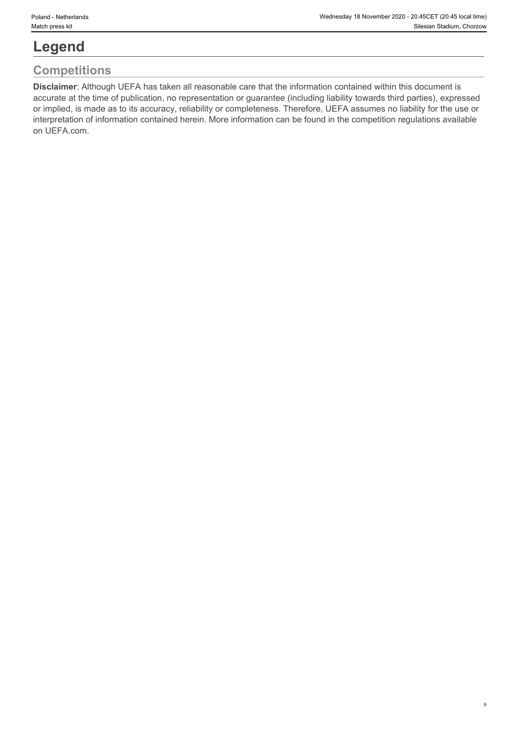# Legend

## Competitions

**Disclaimer**: Although UEFA has taken all reasonable care that the information contained within this document is accurate at the time of publication, no representation or guarantee (including liability towards third parties), expressed or implied, is made as to its accuracy, reliability or completeness. Therefore, UEFA assumes no liability for the use or interpretation of information contained herein. More information can be found in the competition regulations available on UEFA.com.